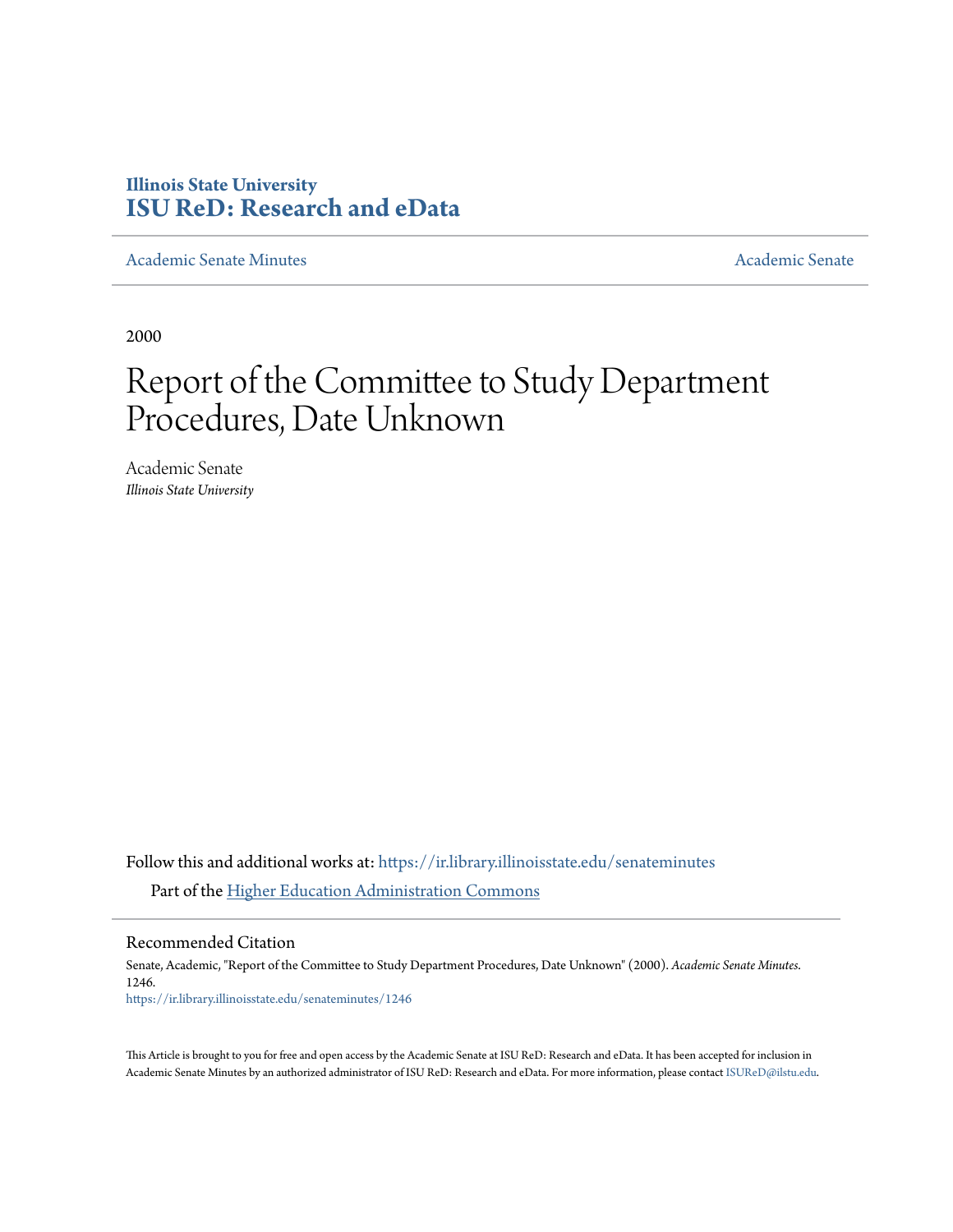Illinois State University
# ISU ReD: Research and eData

Academic Senate Minutes | Academic Senate

2000

# Report of the Committee to Study Department Procedures, Date Unknown

Academic Senate
*Illinois State University*

Follow this and additional works at: https://ir.library.illinoisstate.edu/senateminutes

Part of the Higher Education Administration Commons

## Recommended Citation

Senate, Academic, "Report of the Committee to Study Department Procedures, Date Unknown" (2000). *Academic Senate Minutes*. 1246.
https://ir.library.illinoisstate.edu/senateminutes/1246

This Article is brought to you for free and open access by the Academic Senate at ISU ReD: Research and eData. It has been accepted for inclusion in Academic Senate Minutes by an authorized administrator of ISU ReD: Research and eData. For more information, please contact ISUReD@ilstu.edu.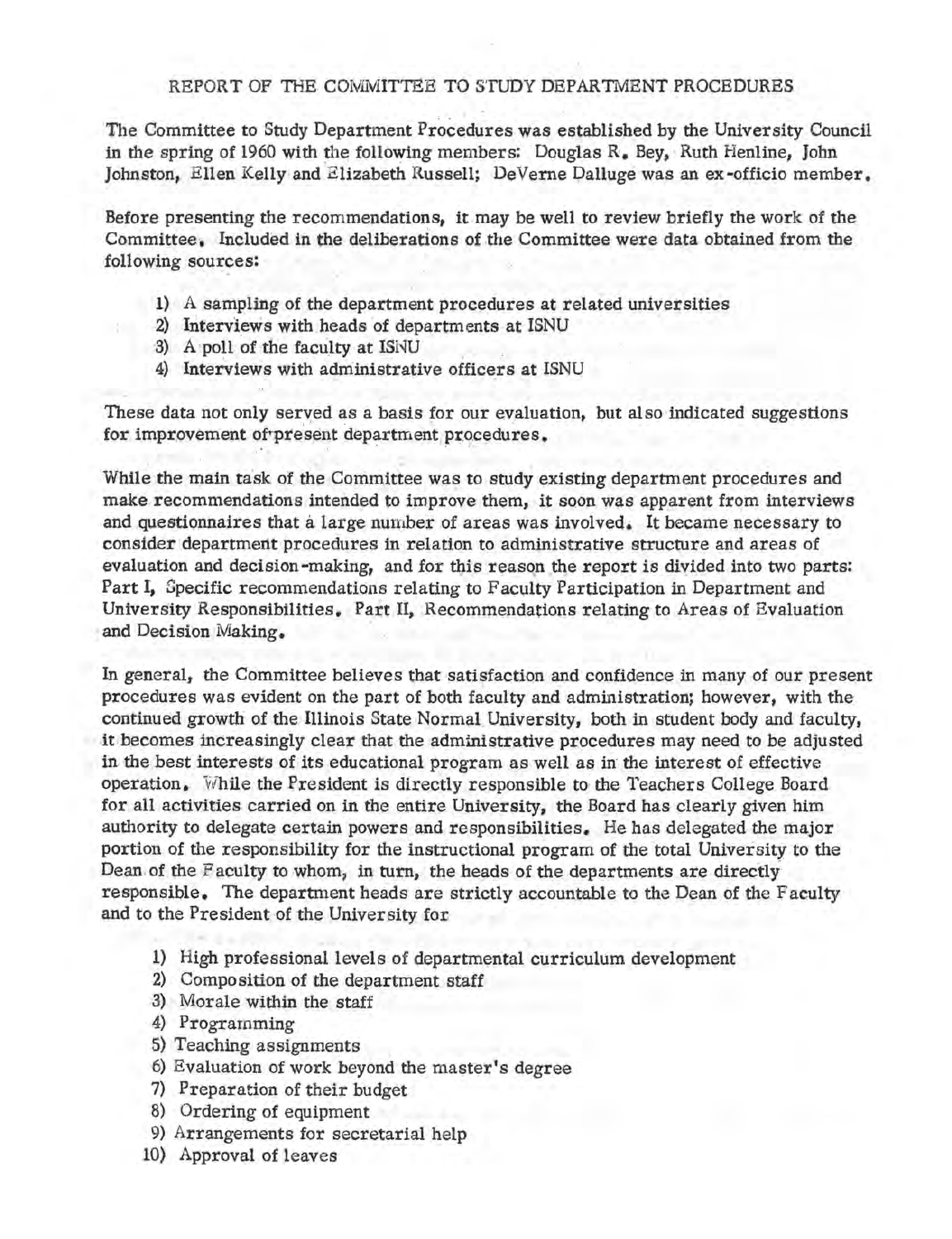# REPORT OF THE COMMITTEE TO STUDY DEPARTMENT PROCEDURES

The Committee to Study Department Procedures was established by the University Council in the spring of 1960 with the following members: Douglas R. Bey, Ruth Henline, John Johnston, Ellen Kelly and Elizabeth Russell; DeVerne Dalluge was an ex-officio member.

Before presenting the recommendations, it may be well to review briefly the work of the Committee. Included in the deliberations of the Committee were data obtained from the following sources:

1) A sampling of the department procedures at related universities
2) Interviews with heads of departments at ISNU
3) A poll of the faculty at ISNU
4) Interviews with administrative officers at ISNU

These data not only served as a basis for our evaluation, but also indicated suggestions for improvement of present department procedures.

While the main task of the Committee was to study existing department procedures and make recommendations intended to improve them, it soon was apparent from interviews and questionnaires that a large number of areas was involved. It became necessary to consider department procedures in relation to administrative structure and areas of evaluation and decision-making, and for this reason the report is divided into two parts: Part I, Specific recommendations relating to Faculty Participation in Department and University Responsibilities. Part II, Recommendations relating to Areas of Evaluation and Decision Making.

In general, the Committee believes that satisfaction and confidence in many of our present procedures was evident on the part of both faculty and administration; however, with the continued growth of the Illinois State Normal University, both in student body and faculty, it becomes increasingly clear that the administrative procedures may need to be adjusted in the best interests of its educational program as well as in the interest of effective operation. While the President is directly responsible to the Teachers College Board for all activities carried on in the entire University, the Board has clearly given him authority to delegate certain powers and responsibilities. He has delegated the major portion of the responsibility for the instructional program of the total University to the Dean of the Faculty to whom, in turn, the heads of the departments are directly responsible. The department heads are strictly accountable to the Dean of the Faculty and to the President of the University for

1) High professional levels of departmental curriculum development
2) Composition of the department staff
3) Morale within the staff
4) Programming
5) Teaching assignments
6) Evaluation of work beyond the master's degree
7) Preparation of their budget
8) Ordering of equipment
9) Arrangements for secretarial help
10) Approval of leaves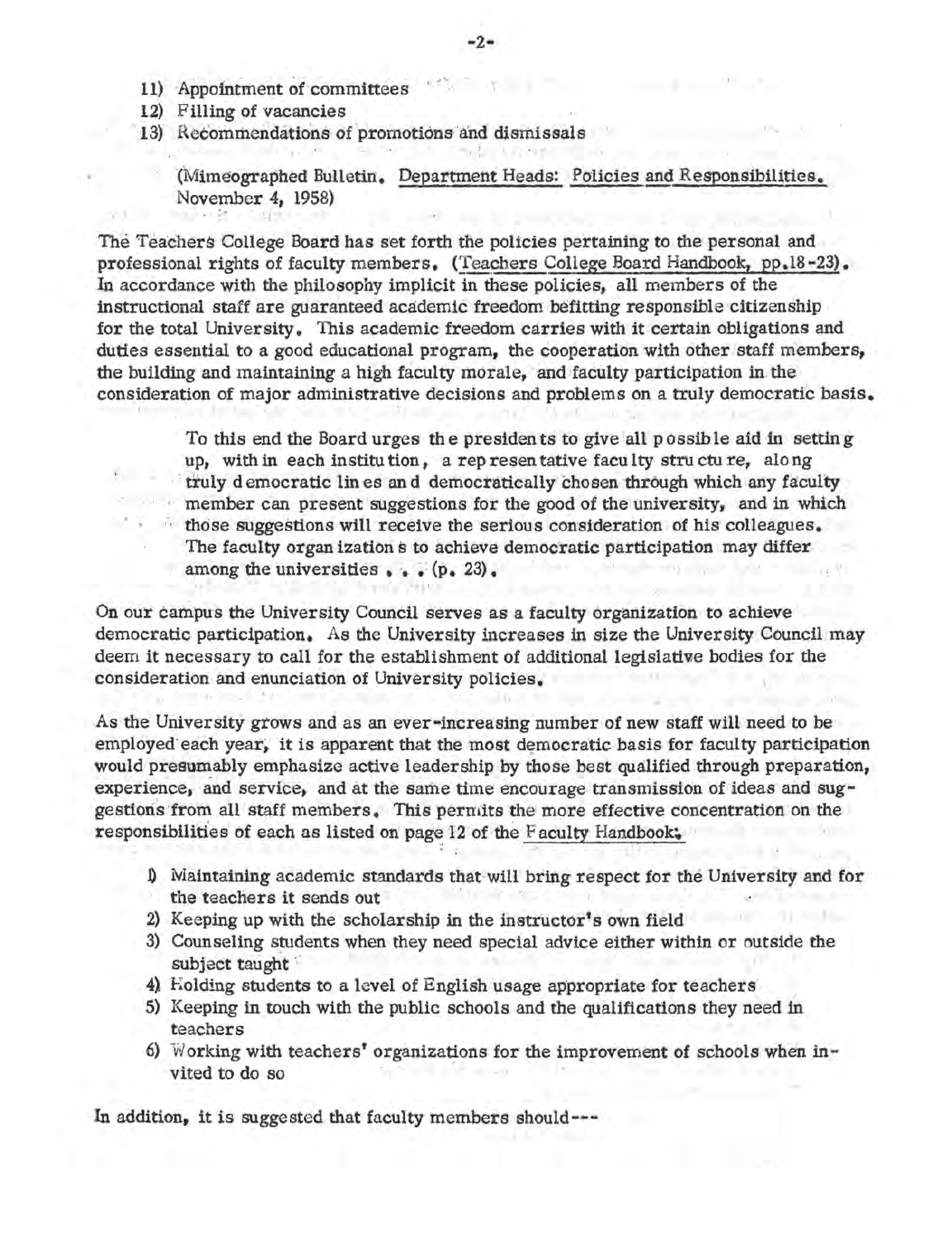11) Appointment of committees
12) Filling of vacancies
13) Recommendations of promotions and dismissals

(Mimeographed Bulletin. Department Heads: Policies and Responsibilities. November 4, 1958)

The Teachers College Board has set forth the policies pertaining to the personal and professional rights of faculty members. (Teachers College Board Handbook, pp.18-23). In accordance with the philosophy implicit in these policies, all members of the instructional staff are guaranteed academic freedom befitting responsible citizenship for the total University. This academic freedom carries with it certain obligations and duties essential to a good educational program, the cooperation with other staff members, the building and maintaining a high faculty morale, and faculty participation in the consideration of major administrative decisions and problems on a truly democratic basis.

> To this end the Board urges the presidents to give all possible aid in setting up, within each institution, a representative faculty structure, along truly democratic lines and democratically chosen through which any faculty member can present suggestions for the good of the university, and in which those suggestions will receive the serious consideration of his colleagues. The faculty organizations to achieve democratic participation may differ among the universities . . . (p. 23).

On our campus the University Council serves as a faculty organization to achieve democratic participation. As the University increases in size the University Council may deem it necessary to call for the establishment of additional legislative bodies for the consideration and enunciation of University policies.

As the University grows and as an ever-increasing number of new staff will need to be employed each year, it is apparent that the most democratic basis for faculty participation would presumably emphasize active leadership by those best qualified through preparation, experience, and service, and at the same time encourage transmission of ideas and suggestions from all staff members. This permits the more effective concentration on the responsibilities of each as listed on page 12 of the Faculty Handbook:

1) Maintaining academic standards that will bring respect for the University and for the teachers it sends out
2) Keeping up with the scholarship in the instructor's own field
3) Counseling students when they need special advice either within or outside the subject taught
4) Holding students to a level of English usage appropriate for teachers
5) Keeping in touch with the public schools and the qualifications they need in teachers
6) Working with teachers' organizations for the improvement of schools when invited to do so

In addition, it is suggested that faculty members should---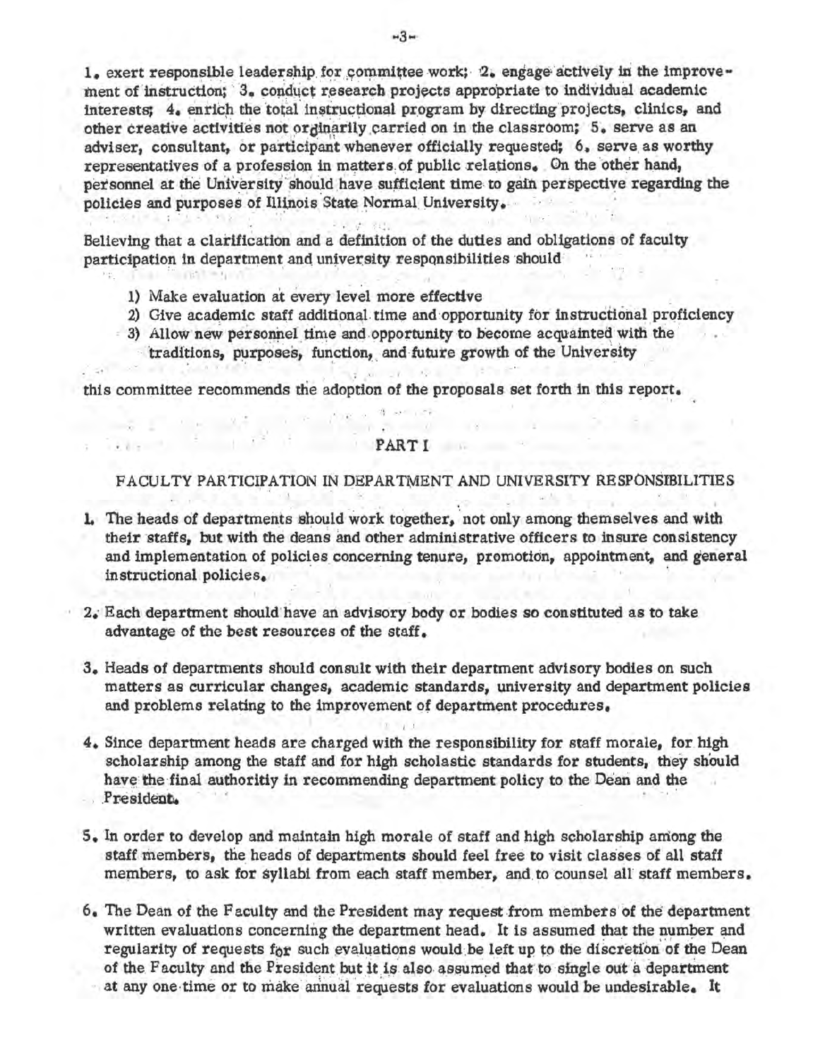1. exert responsible leadership for committee work; 2. engage actively in the improvement of instruction; 3. conduct research projects appropriate to individual academic interests; 4. enrich the total instructional program by directing projects, clinics, and other creative activities not ordinarily carried on in the classroom; 5. serve as an adviser, consultant, or participant whenever officially requested; 6. serve as worthy representatives of a profession in matters of public relations. On the other hand, personnel at the University should have sufficient time to gain perspective regarding the policies and purposes of Illinois State Normal University.

Believing that a clarification and a definition of the duties and obligations of faculty participation in department and university responsibilities should

1) Make evaluation at every level more effective
2) Give academic staff additional time and opportunity for instructional proficiency
3) Allow new personnel time and opportunity to become acquainted with the traditions, purposes, function, and future growth of the University

this committee recommends the adoption of the proposals set forth in this report.

## PART I

### FACULTY PARTICIPATION IN DEPARTMENT AND UNIVERSITY RESPONSIBILITIES

1. The heads of departments should work together, not only among themselves and with their staffs, but with the deans and other administrative officers to insure consistency and implementation of policies concerning tenure, promotion, appointment, and general instructional policies.

2. Each department should have an advisory body or bodies so constituted as to take advantage of the best resources of the staff.

3. Heads of departments should consult with their department advisory bodies on such matters as curricular changes, academic standards, university and department policies and problems relating to the improvement of department procedures.

4. Since department heads are charged with the responsibility for staff morale, for high scholarship among the staff and for high scholastic standards for students, they should have the final authoritiy in recommending department policy to the Dean and the President.

5. In order to develop and maintain high morale of staff and high scholarship among the staff members, the heads of departments should feel free to visit classes of all staff members, to ask for syllabi from each staff member, and to counsel all staff members.

6. The Dean of the Faculty and the President may request from members of the department written evaluations concerning the department head. It is assumed that the number and regularity of requests for such evaluations would be left up to the discretion of the Dean of the Faculty and the President but it is also assumed that to single out a department at any one time or to make annual requests for evaluations would be undesirable. It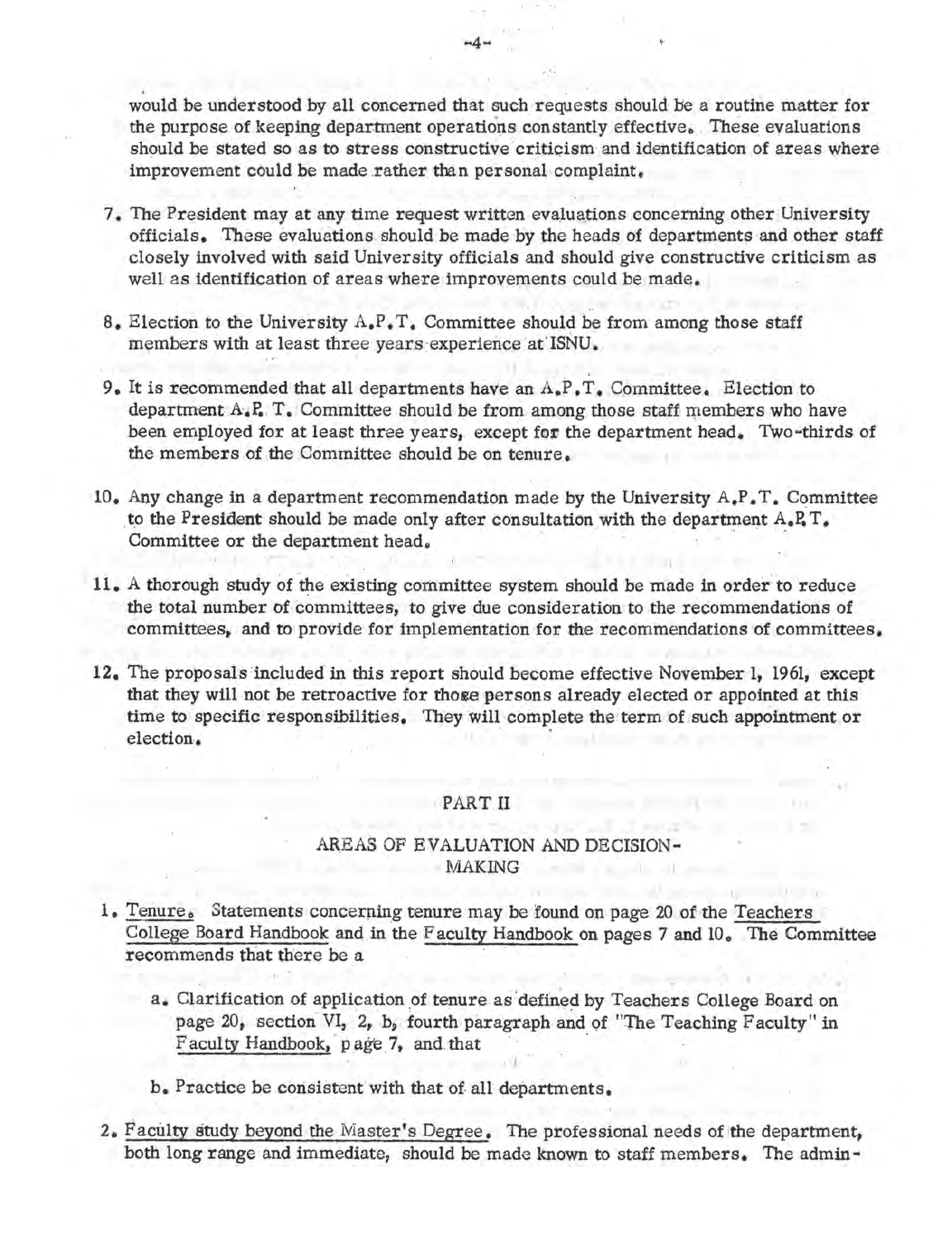would be understood by all concerned that such requests should be a routine matter for the purpose of keeping department operations constantly effective. These evaluations should be stated so as to stress constructive criticism and identification of areas where improvement could be made rather than personal complaint.

7. The President may at any time request written evaluations concerning other University officials. These evaluations should be made by the heads of departments and other staff closely involved with said University officials and should give constructive criticism as well as identification of areas where improvements could be made.

8. Election to the University A.P.T. Committee should be from among those staff members with at least three years experience at ISNU.

9. It is recommended that all departments have an A.P.T. Committee. Election to department A.P.T. Committee should be from among those staff members who have been employed for at least three years, except for the department head. Two-thirds of the members of the Committee should be on tenure.

10. Any change in a department recommendation made by the University A.P.T. Committee to the President should be made only after consultation with the department A.P.T. Committee or the department head.

11. A thorough study of the existing committee system should be made in order to reduce the total number of committees, to give due consideration to the recommendations of committees, and to provide for implementation for the recommendations of committees.

12. The proposals included in this report should become effective November 1, 1961, except that they will not be retroactive for those persons already elected or appointed at this time to specific responsibilities. They will complete the term of such appointment or election.

## PART II

### AREAS OF EVALUATION AND DECISION-MAKING

1. Tenure. Statements concerning tenure may be found on page 20 of the *Teachers College Board Handbook* and in the *Faculty Handbook* on pages 7 and 10. The Committee recommends that there be a

   a. Clarification of application of tenure as defined by Teachers College Board on page 20, section VI, 2, b, fourth paragraph and of "The Teaching Faculty" in *Faculty Handbook*, page 7, and that

   b. Practice be consistent with that of all departments.

2. Faculty study beyond the Master's Degree. The professional needs of the department, both long range and immediate, should be made known to staff members. The admin-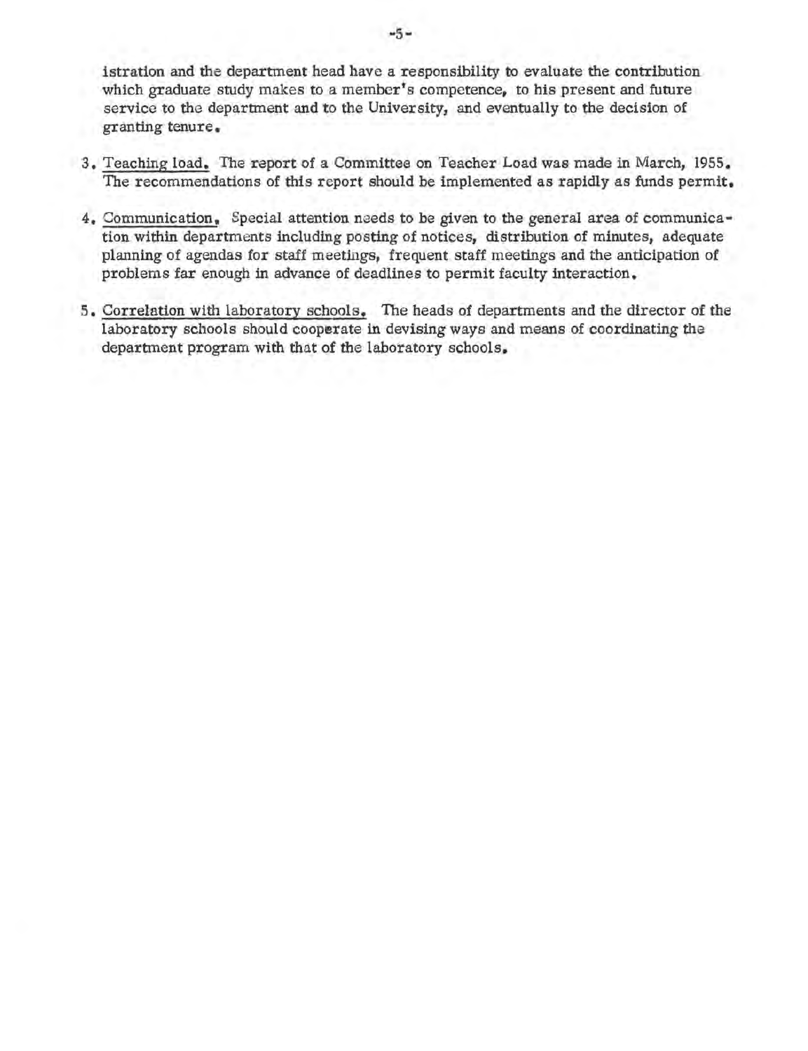istration and the department head have a responsibility to evaluate the contribution which graduate study makes to a member's competence, to his present and future service to the department and to the University, and eventually to the decision of granting tenure.

3. Teaching load. The report of a Committee on Teacher Load was made in March, 1955. The recommendations of this report should be implemented as rapidly as funds permit.

4. Communication. Special attention needs to be given to the general area of communication within departments including posting of notices, distribution of minutes, adequate planning of agendas for staff meetings, frequent staff meetings and the anticipation of problems far enough in advance of deadlines to permit faculty interaction.

5. Correlation with laboratory schools. The heads of departments and the director of the laboratory schools should cooperate in devising ways and means of coordinating the department program with that of the laboratory schools.